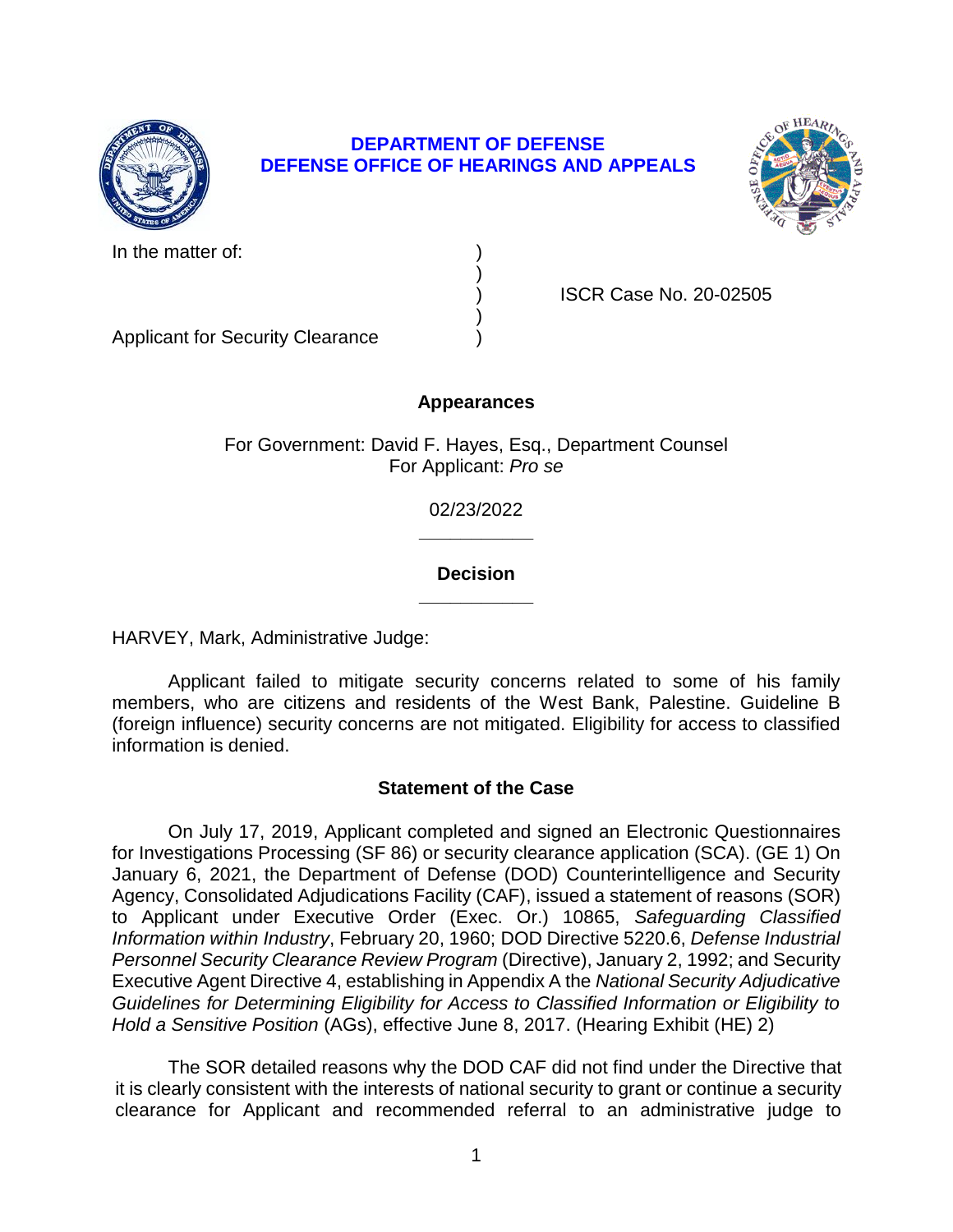**DEPARTMENT OF DEFENSE**
**DEFENSE OFFICE OF HEARINGS AND APPEALS**

In the matter of: )
)
) ISCR Case No. 20-02505
)
Applicant for Security Clearance )

## Appearances

For Government: David F. Hayes, Esq., Department Counsel
For Applicant: *Pro se*

02/23/2022

______________

## Decision

______________

HARVEY, Mark, Administrative Judge:

Applicant failed to mitigate security concerns related to some of his family members, who are citizens and residents of the West Bank, Palestine. Guideline B (foreign influence) security concerns are not mitigated. Eligibility for access to classified information is denied.

## Statement of the Case

On July 17, 2019, Applicant completed and signed an Electronic Questionnaires for Investigations Processing (SF 86) or security clearance application (SCA). (GE 1) On January 6, 2021, the Department of Defense (DOD) Counterintelligence and Security Agency, Consolidated Adjudications Facility (CAF), issued a statement of reasons (SOR) to Applicant under Executive Order (Exec. Or.) 10865, *Safeguarding Classified Information within Industry*, February 20, 1960; DOD Directive 5220.6, *Defense Industrial Personnel Security Clearance Review Program* (Directive), January 2, 1992; and Security Executive Agent Directive 4, establishing in Appendix A the *National Security Adjudicative Guidelines for Determining Eligibility for Access to Classified Information or Eligibility to Hold a Sensitive Position* (AGs), effective June 8, 2017. (Hearing Exhibit (HE) 2)

The SOR detailed reasons why the DOD CAF did not find under the Directive that it is clearly consistent with the interests of national security to grant or continue a security clearance for Applicant and recommended referral to an administrative judge to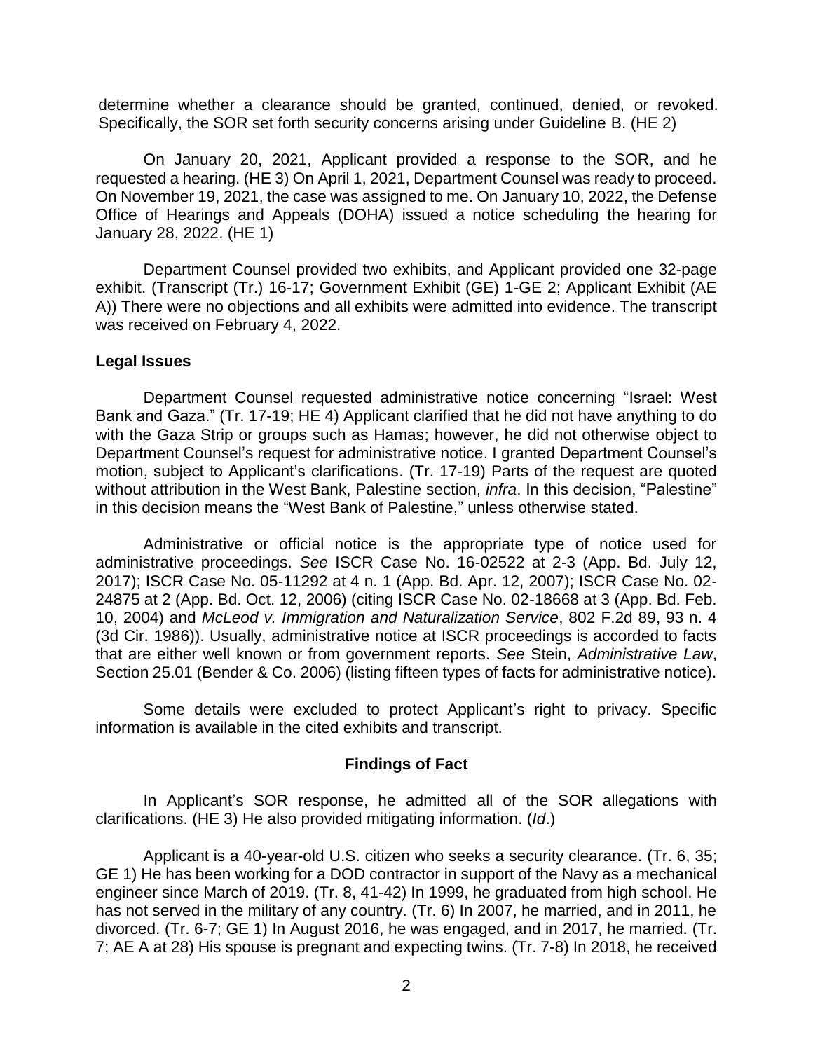determine whether a clearance should be granted, continued, denied, or revoked. Specifically, the SOR set forth security concerns arising under Guideline B. (HE 2)

On January 20, 2021, Applicant provided a response to the SOR, and he requested a hearing. (HE 3) On April 1, 2021, Department Counsel was ready to proceed. On November 19, 2021, the case was assigned to me. On January 10, 2022, the Defense Office of Hearings and Appeals (DOHA) issued a notice scheduling the hearing for January 28, 2022. (HE 1)

Department Counsel provided two exhibits, and Applicant provided one 32-page exhibit. (Transcript (Tr.) 16-17; Government Exhibit (GE) 1-GE 2; Applicant Exhibit (AE A)) There were no objections and all exhibits were admitted into evidence. The transcript was received on February 4, 2022.

### Legal Issues

Department Counsel requested administrative notice concerning "Israel: West Bank and Gaza." (Tr. 17-19; HE 4) Applicant clarified that he did not have anything to do with the Gaza Strip or groups such as Hamas; however, he did not otherwise object to Department Counsel's request for administrative notice. I granted Department Counsel's motion, subject to Applicant's clarifications. (Tr. 17-19) Parts of the request are quoted without attribution in the West Bank, Palestine section, *infra*. In this decision, "Palestine" in this decision means the "West Bank of Palestine," unless otherwise stated.

Administrative or official notice is the appropriate type of notice used for administrative proceedings. *See* ISCR Case No. 16-02522 at 2-3 (App. Bd. July 12, 2017); ISCR Case No. 05-11292 at 4 n. 1 (App. Bd. Apr. 12, 2007); ISCR Case No. 02-24875 at 2 (App. Bd. Oct. 12, 2006) (citing ISCR Case No. 02-18668 at 3 (App. Bd. Feb. 10, 2004) and *McLeod v. Immigration and Naturalization Service*, 802 F.2d 89, 93 n. 4 (3d Cir. 1986)). Usually, administrative notice at ISCR proceedings is accorded to facts that are either well known or from government reports. *See* Stein, *Administrative Law*, Section 25.01 (Bender & Co. 2006) (listing fifteen types of facts for administrative notice).

Some details were excluded to protect Applicant's right to privacy. Specific information is available in the cited exhibits and transcript.

## Findings of Fact

In Applicant's SOR response, he admitted all of the SOR allegations with clarifications. (HE 3) He also provided mitigating information. (*Id*.)

Applicant is a 40-year-old U.S. citizen who seeks a security clearance. (Tr. 6, 35; GE 1) He has been working for a DOD contractor in support of the Navy as a mechanical engineer since March of 2019. (Tr. 8, 41-42) In 1999, he graduated from high school. He has not served in the military of any country. (Tr. 6) In 2007, he married, and in 2011, he divorced. (Tr. 6-7; GE 1) In August 2016, he was engaged, and in 2017, he married. (Tr. 7; AE A at 28) His spouse is pregnant and expecting twins. (Tr. 7-8) In 2018, he received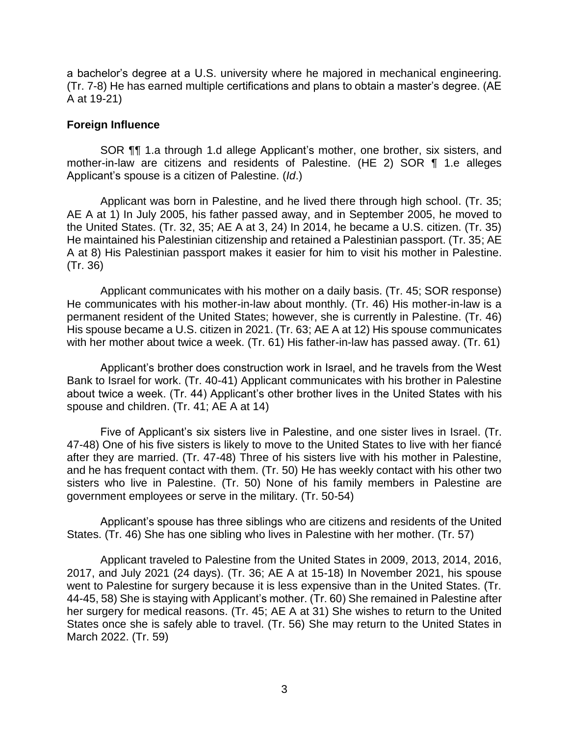a bachelor's degree at a U.S. university where he majored in mechanical engineering. (Tr. 7-8) He has earned multiple certifications and plans to obtain a master's degree. (AE A at 19-21)

## Foreign Influence

SOR ¶¶ 1.a through 1.d allege Applicant's mother, one brother, six sisters, and mother-in-law are citizens and residents of Palestine. (HE 2) SOR ¶ 1.e alleges Applicant's spouse is a citizen of Palestine. (*Id*.)

Applicant was born in Palestine, and he lived there through high school. (Tr. 35; AE A at 1) In July 2005, his father passed away, and in September 2005, he moved to the United States. (Tr. 32, 35; AE A at 3, 24) In 2014, he became a U.S. citizen. (Tr. 35) He maintained his Palestinian citizenship and retained a Palestinian passport. (Tr. 35; AE A at 8) His Palestinian passport makes it easier for him to visit his mother in Palestine. (Tr. 36)

Applicant communicates with his mother on a daily basis. (Tr. 45; SOR response) He communicates with his mother-in-law about monthly. (Tr. 46) His mother-in-law is a permanent resident of the United States; however, she is currently in Palestine. (Tr. 46) His spouse became a U.S. citizen in 2021. (Tr. 63; AE A at 12) His spouse communicates with her mother about twice a week. (Tr. 61) His father-in-law has passed away. (Tr. 61)

Applicant's brother does construction work in Israel, and he travels from the West Bank to Israel for work. (Tr. 40-41) Applicant communicates with his brother in Palestine about twice a week. (Tr. 44) Applicant's other brother lives in the United States with his spouse and children. (Tr. 41; AE A at 14)

Five of Applicant's six sisters live in Palestine, and one sister lives in Israel. (Tr. 47-48) One of his five sisters is likely to move to the United States to live with her fiancé after they are married. (Tr. 47-48) Three of his sisters live with his mother in Palestine, and he has frequent contact with them. (Tr. 50) He has weekly contact with his other two sisters who live in Palestine. (Tr. 50) None of his family members in Palestine are government employees or serve in the military. (Tr. 50-54)

Applicant's spouse has three siblings who are citizens and residents of the United States. (Tr. 46) She has one sibling who lives in Palestine with her mother. (Tr. 57)

Applicant traveled to Palestine from the United States in 2009, 2013, 2014, 2016, 2017, and July 2021 (24 days). (Tr. 36; AE A at 15-18) In November 2021, his spouse went to Palestine for surgery because it is less expensive than in the United States. (Tr. 44-45, 58) She is staying with Applicant's mother. (Tr. 60) She remained in Palestine after her surgery for medical reasons. (Tr. 45; AE A at 31) She wishes to return to the United States once she is safely able to travel. (Tr. 56) She may return to the United States in March 2022. (Tr. 59)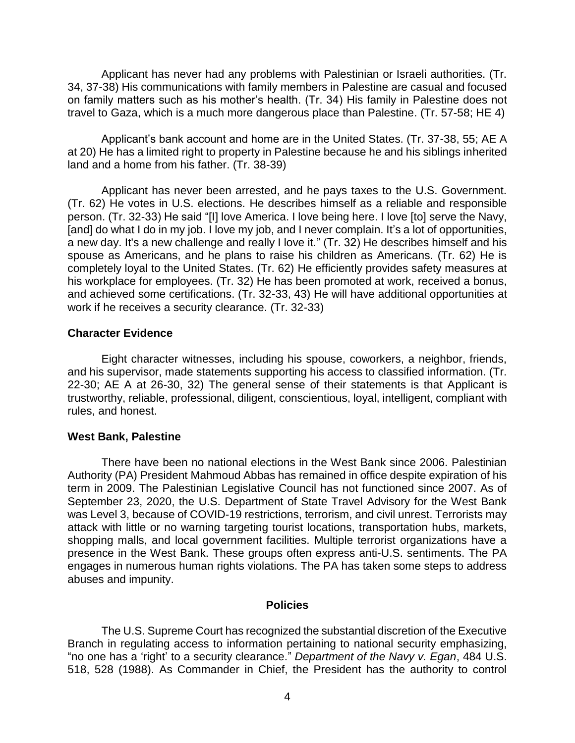Applicant has never had any problems with Palestinian or Israeli authorities. (Tr. 34, 37-38) His communications with family members in Palestine are casual and focused on family matters such as his mother's health. (Tr. 34) His family in Palestine does not travel to Gaza, which is a much more dangerous place than Palestine. (Tr. 57-58; HE 4)

Applicant's bank account and home are in the United States. (Tr. 37-38, 55; AE A at 20) He has a limited right to property in Palestine because he and his siblings inherited land and a home from his father. (Tr. 38-39)

Applicant has never been arrested, and he pays taxes to the U.S. Government. (Tr. 62) He votes in U.S. elections. He describes himself as a reliable and responsible person. (Tr. 32-33) He said "[I] love America. I love being here. I love [to] serve the Navy, [and] do what I do in my job. I love my job, and I never complain. It's a lot of opportunities, a new day. It's a new challenge and really I love it." (Tr. 32) He describes himself and his spouse as Americans, and he plans to raise his children as Americans. (Tr. 62) He is completely loyal to the United States. (Tr. 62) He efficiently provides safety measures at his workplace for employees. (Tr. 32) He has been promoted at work, received a bonus, and achieved some certifications. (Tr. 32-33, 43) He will have additional opportunities at work if he receives a security clearance. (Tr. 32-33)

**Character Evidence**

Eight character witnesses, including his spouse, coworkers, a neighbor, friends, and his supervisor, made statements supporting his access to classified information. (Tr. 22-30; AE A at 26-30, 32) The general sense of their statements is that Applicant is trustworthy, reliable, professional, diligent, conscientious, loyal, intelligent, compliant with rules, and honest.

**West Bank, Palestine**

There have been no national elections in the West Bank since 2006. Palestinian Authority (PA) President Mahmoud Abbas has remained in office despite expiration of his term in 2009. The Palestinian Legislative Council has not functioned since 2007. As of September 23, 2020, the U.S. Department of State Travel Advisory for the West Bank was Level 3, because of COVID-19 restrictions, terrorism, and civil unrest. Terrorists may attack with little or no warning targeting tourist locations, transportation hubs, markets, shopping malls, and local government facilities. Multiple terrorist organizations have a presence in the West Bank. These groups often express anti-U.S. sentiments. The PA engages in numerous human rights violations. The PA has taken some steps to address abuses and impunity.

## Policies

The U.S. Supreme Court has recognized the substantial discretion of the Executive Branch in regulating access to information pertaining to national security emphasizing, "no one has a 'right' to a security clearance." *Department of the Navy v. Egan*, 484 U.S. 518, 528 (1988). As Commander in Chief, the President has the authority to control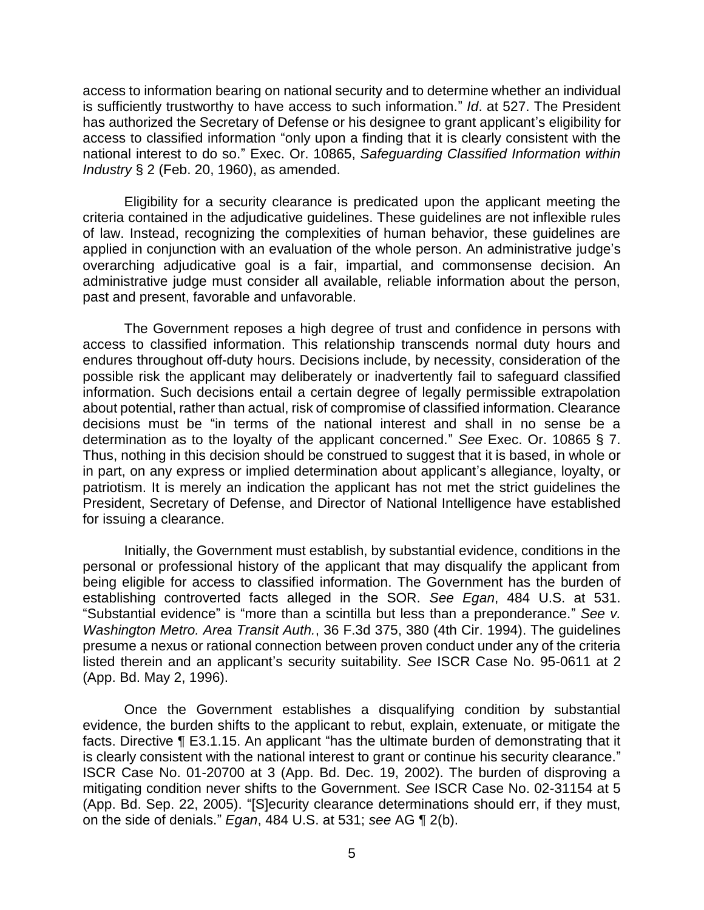access to information bearing on national security and to determine whether an individual is sufficiently trustworthy to have access to such information." *Id*. at 527. The President has authorized the Secretary of Defense or his designee to grant applicant's eligibility for access to classified information "only upon a finding that it is clearly consistent with the national interest to do so." Exec. Or. 10865, *Safeguarding Classified Information within Industry* § 2 (Feb. 20, 1960), as amended.

Eligibility for a security clearance is predicated upon the applicant meeting the criteria contained in the adjudicative guidelines. These guidelines are not inflexible rules of law. Instead, recognizing the complexities of human behavior, these guidelines are applied in conjunction with an evaluation of the whole person. An administrative judge's overarching adjudicative goal is a fair, impartial, and commonsense decision. An administrative judge must consider all available, reliable information about the person, past and present, favorable and unfavorable.

The Government reposes a high degree of trust and confidence in persons with access to classified information. This relationship transcends normal duty hours and endures throughout off-duty hours. Decisions include, by necessity, consideration of the possible risk the applicant may deliberately or inadvertently fail to safeguard classified information. Such decisions entail a certain degree of legally permissible extrapolation about potential, rather than actual, risk of compromise of classified information. Clearance decisions must be "in terms of the national interest and shall in no sense be a determination as to the loyalty of the applicant concerned." *See* Exec. Or. 10865 § 7. Thus, nothing in this decision should be construed to suggest that it is based, in whole or in part, on any express or implied determination about applicant's allegiance, loyalty, or patriotism. It is merely an indication the applicant has not met the strict guidelines the President, Secretary of Defense, and Director of National Intelligence have established for issuing a clearance.

Initially, the Government must establish, by substantial evidence, conditions in the personal or professional history of the applicant that may disqualify the applicant from being eligible for access to classified information. The Government has the burden of establishing controverted facts alleged in the SOR. *See Egan*, 484 U.S. at 531. "Substantial evidence" is "more than a scintilla but less than a preponderance." *See v. Washington Metro. Area Transit Auth.*, 36 F.3d 375, 380 (4th Cir. 1994). The guidelines presume a nexus or rational connection between proven conduct under any of the criteria listed therein and an applicant's security suitability. *See* ISCR Case No. 95-0611 at 2 (App. Bd. May 2, 1996).

Once the Government establishes a disqualifying condition by substantial evidence, the burden shifts to the applicant to rebut, explain, extenuate, or mitigate the facts. Directive ¶ E3.1.15. An applicant "has the ultimate burden of demonstrating that it is clearly consistent with the national interest to grant or continue his security clearance." ISCR Case No. 01-20700 at 3 (App. Bd. Dec. 19, 2002). The burden of disproving a mitigating condition never shifts to the Government. *See* ISCR Case No. 02-31154 at 5 (App. Bd. Sep. 22, 2005). "[S]ecurity clearance determinations should err, if they must, on the side of denials." *Egan*, 484 U.S. at 531; *see* AG ¶ 2(b).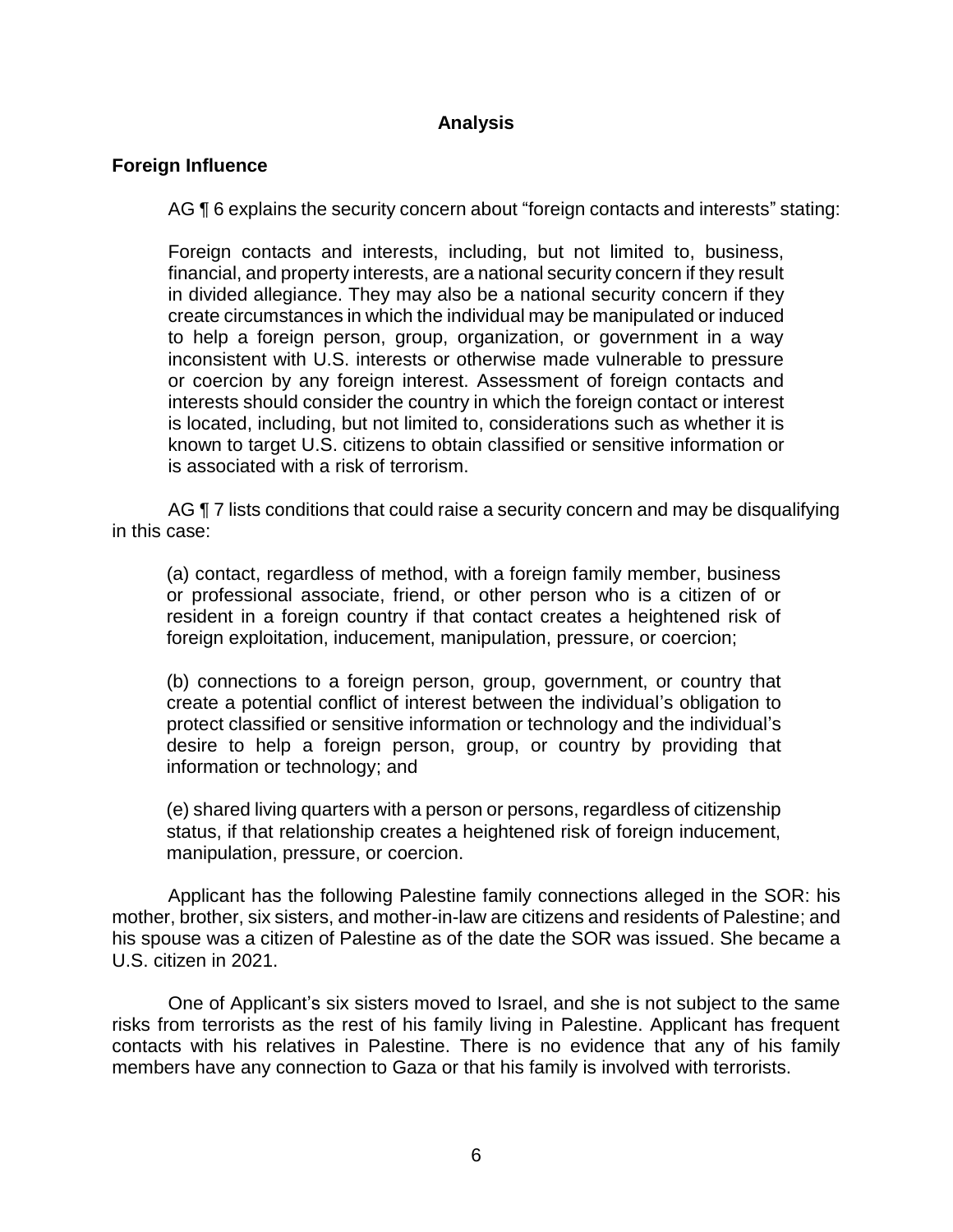## Analysis

### Foreign Influence

AG ¶ 6 explains the security concern about "foreign contacts and interests" stating:

> Foreign contacts and interests, including, but not limited to, business, financial, and property interests, are a national security concern if they result in divided allegiance. They may also be a national security concern if they create circumstances in which the individual may be manipulated or induced to help a foreign person, group, organization, or government in a way inconsistent with U.S. interests or otherwise made vulnerable to pressure or coercion by any foreign interest. Assessment of foreign contacts and interests should consider the country in which the foreign contact or interest is located, including, but not limited to, considerations such as whether it is known to target U.S. citizens to obtain classified or sensitive information or is associated with a risk of terrorism.

AG ¶ 7 lists conditions that could raise a security concern and may be disqualifying in this case:

> (a) contact, regardless of method, with a foreign family member, business or professional associate, friend, or other person who is a citizen of or resident in a foreign country if that contact creates a heightened risk of foreign exploitation, inducement, manipulation, pressure, or coercion;
>
> (b) connections to a foreign person, group, government, or country that create a potential conflict of interest between the individual's obligation to protect classified or sensitive information or technology and the individual's desire to help a foreign person, group, or country by providing that information or technology; and
>
> (e) shared living quarters with a person or persons, regardless of citizenship status, if that relationship creates a heightened risk of foreign inducement, manipulation, pressure, or coercion.

Applicant has the following Palestine family connections alleged in the SOR: his mother, brother, six sisters, and mother-in-law are citizens and residents of Palestine; and his spouse was a citizen of Palestine as of the date the SOR was issued. She became a U.S. citizen in 2021.

One of Applicant's six sisters moved to Israel, and she is not subject to the same risks from terrorists as the rest of his family living in Palestine. Applicant has frequent contacts with his relatives in Palestine. There is no evidence that any of his family members have any connection to Gaza or that his family is involved with terrorists.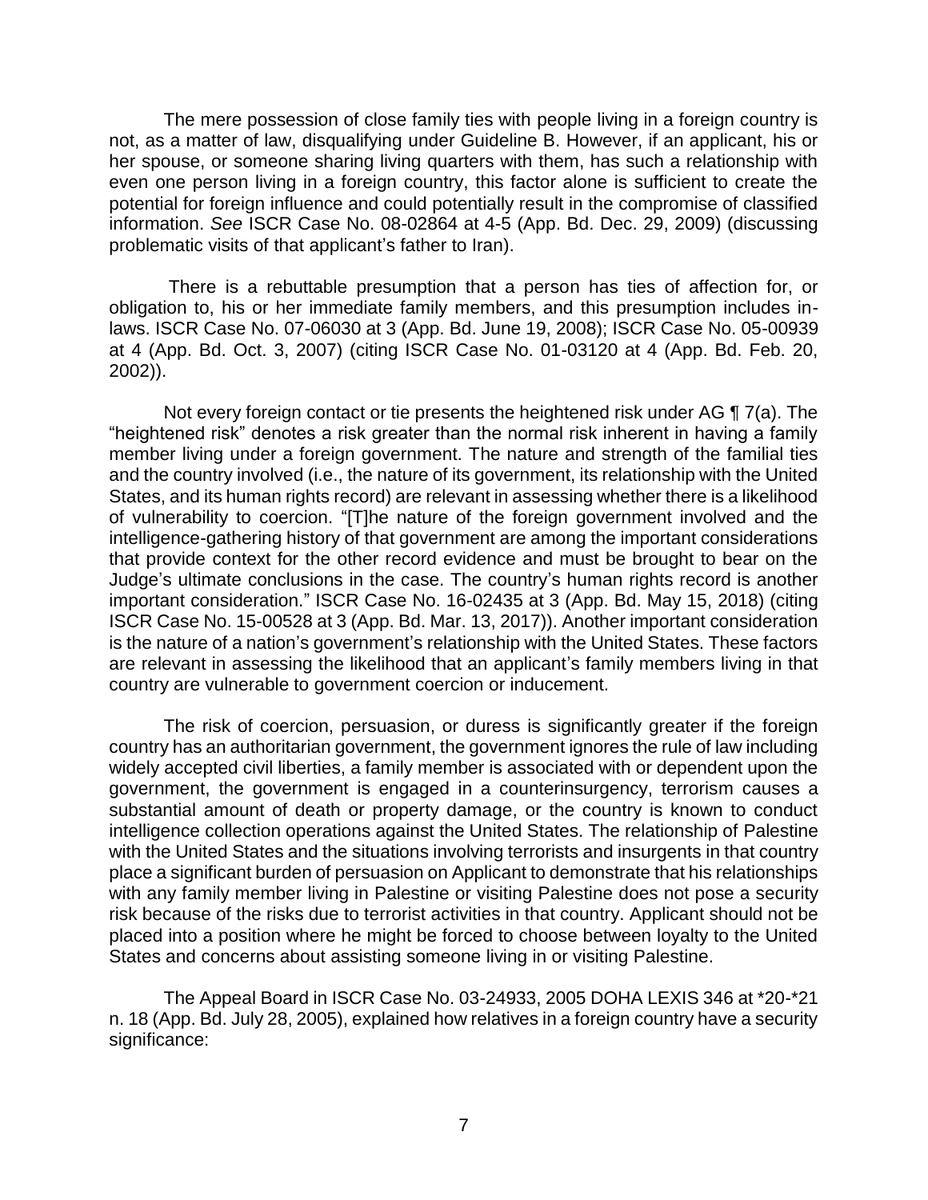The mere possession of close family ties with people living in a foreign country is not, as a matter of law, disqualifying under Guideline B. However, if an applicant, his or her spouse, or someone sharing living quarters with them, has such a relationship with even one person living in a foreign country, this factor alone is sufficient to create the potential for foreign influence and could potentially result in the compromise of classified information. *See* ISCR Case No. 08-02864 at 4-5 (App. Bd. Dec. 29, 2009) (discussing problematic visits of that applicant's father to Iran).

There is a rebuttable presumption that a person has ties of affection for, or obligation to, his or her immediate family members, and this presumption includes in-laws. ISCR Case No. 07-06030 at 3 (App. Bd. June 19, 2008); ISCR Case No. 05-00939 at 4 (App. Bd. Oct. 3, 2007) (citing ISCR Case No. 01-03120 at 4 (App. Bd. Feb. 20, 2002)).

Not every foreign contact or tie presents the heightened risk under AG ¶ 7(a). The "heightened risk" denotes a risk greater than the normal risk inherent in having a family member living under a foreign government. The nature and strength of the familial ties and the country involved (i.e., the nature of its government, its relationship with the United States, and its human rights record) are relevant in assessing whether there is a likelihood of vulnerability to coercion. "[T]he nature of the foreign government involved and the intelligence-gathering history of that government are among the important considerations that provide context for the other record evidence and must be brought to bear on the Judge's ultimate conclusions in the case. The country's human rights record is another important consideration." ISCR Case No. 16-02435 at 3 (App. Bd. May 15, 2018) (citing ISCR Case No. 15-00528 at 3 (App. Bd. Mar. 13, 2017)). Another important consideration is the nature of a nation's government's relationship with the United States. These factors are relevant in assessing the likelihood that an applicant's family members living in that country are vulnerable to government coercion or inducement.

The risk of coercion, persuasion, or duress is significantly greater if the foreign country has an authoritarian government, the government ignores the rule of law including widely accepted civil liberties, a family member is associated with or dependent upon the government, the government is engaged in a counterinsurgency, terrorism causes a substantial amount of death or property damage, or the country is known to conduct intelligence collection operations against the United States. The relationship of Palestine with the United States and the situations involving terrorists and insurgents in that country place a significant burden of persuasion on Applicant to demonstrate that his relationships with any family member living in Palestine or visiting Palestine does not pose a security risk because of the risks due to terrorist activities in that country. Applicant should not be placed into a position where he might be forced to choose between loyalty to the United States and concerns about assisting someone living in or visiting Palestine.

The Appeal Board in ISCR Case No. 03-24933, 2005 DOHA LEXIS 346 at *20-*21 n. 18 (App. Bd. July 28, 2005), explained how relatives in a foreign country have a security significance: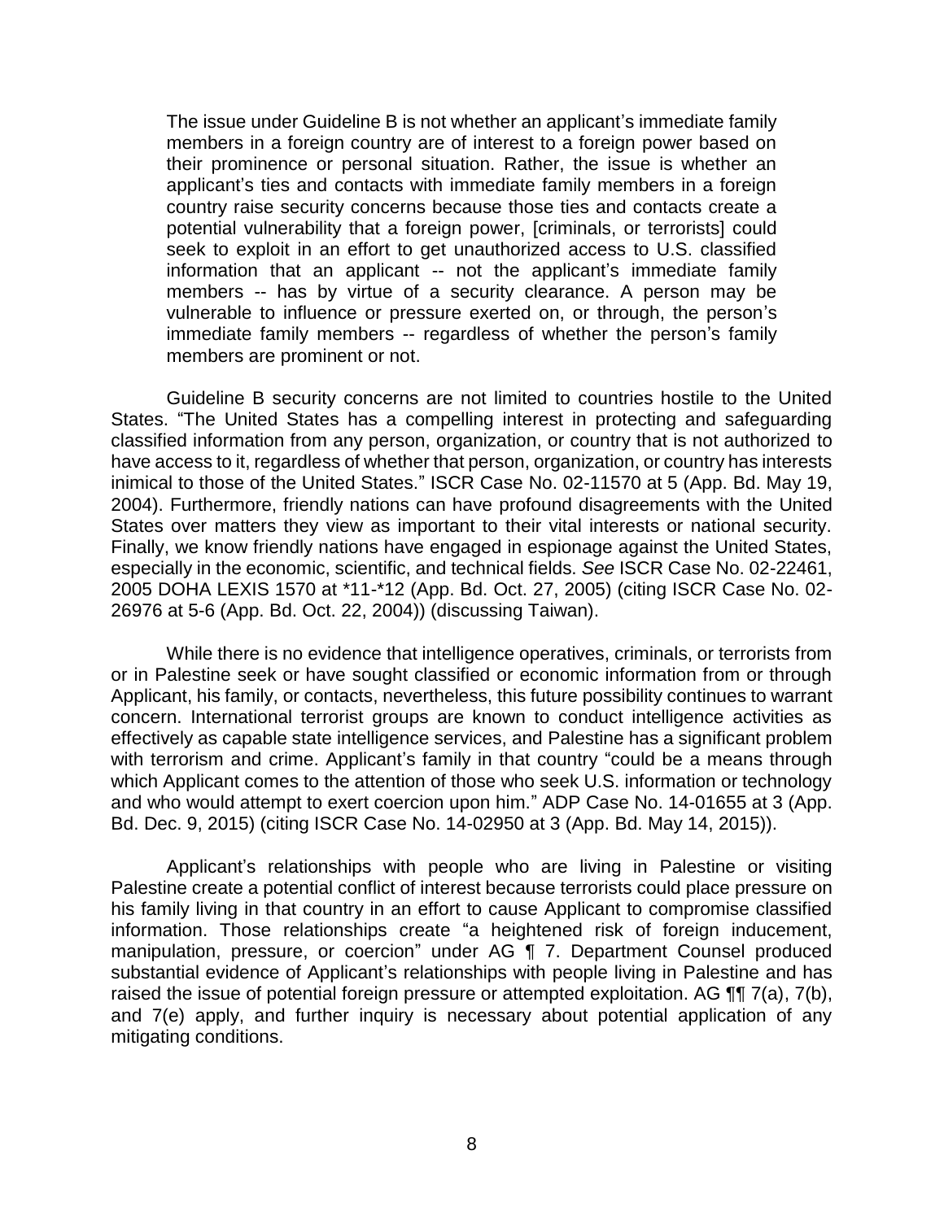> The issue under Guideline B is not whether an applicant's immediate family members in a foreign country are of interest to a foreign power based on their prominence or personal situation. Rather, the issue is whether an applicant's ties and contacts with immediate family members in a foreign country raise security concerns because those ties and contacts create a potential vulnerability that a foreign power, [criminals, or terrorists] could seek to exploit in an effort to get unauthorized access to U.S. classified information that an applicant -- not the applicant's immediate family members -- has by virtue of a security clearance. A person may be vulnerable to influence or pressure exerted on, or through, the person's immediate family members -- regardless of whether the person's family members are prominent or not.

Guideline B security concerns are not limited to countries hostile to the United States. "The United States has a compelling interest in protecting and safeguarding classified information from any person, organization, or country that is not authorized to have access to it, regardless of whether that person, organization, or country has interests inimical to those of the United States." ISCR Case No. 02-11570 at 5 (App. Bd. May 19, 2004). Furthermore, friendly nations can have profound disagreements with the United States over matters they view as important to their vital interests or national security. Finally, we know friendly nations have engaged in espionage against the United States, especially in the economic, scientific, and technical fields. *See* ISCR Case No. 02-22461, 2005 DOHA LEXIS 1570 at *11-*12 (App. Bd. Oct. 27, 2005) (citing ISCR Case No. 02-26976 at 5-6 (App. Bd. Oct. 22, 2004)) (discussing Taiwan).

While there is no evidence that intelligence operatives, criminals, or terrorists from or in Palestine seek or have sought classified or economic information from or through Applicant, his family, or contacts, nevertheless, this future possibility continues to warrant concern. International terrorist groups are known to conduct intelligence activities as effectively as capable state intelligence services, and Palestine has a significant problem with terrorism and crime. Applicant's family in that country "could be a means through which Applicant comes to the attention of those who seek U.S. information or technology and who would attempt to exert coercion upon him." ADP Case No. 14-01655 at 3 (App. Bd. Dec. 9, 2015) (citing ISCR Case No. 14-02950 at 3 (App. Bd. May 14, 2015)).

Applicant's relationships with people who are living in Palestine or visiting Palestine create a potential conflict of interest because terrorists could place pressure on his family living in that country in an effort to cause Applicant to compromise classified information. Those relationships create "a heightened risk of foreign inducement, manipulation, pressure, or coercion" under AG ¶ 7. Department Counsel produced substantial evidence of Applicant's relationships with people living in Palestine and has raised the issue of potential foreign pressure or attempted exploitation. AG ¶¶ 7(a), 7(b), and 7(e) apply, and further inquiry is necessary about potential application of any mitigating conditions.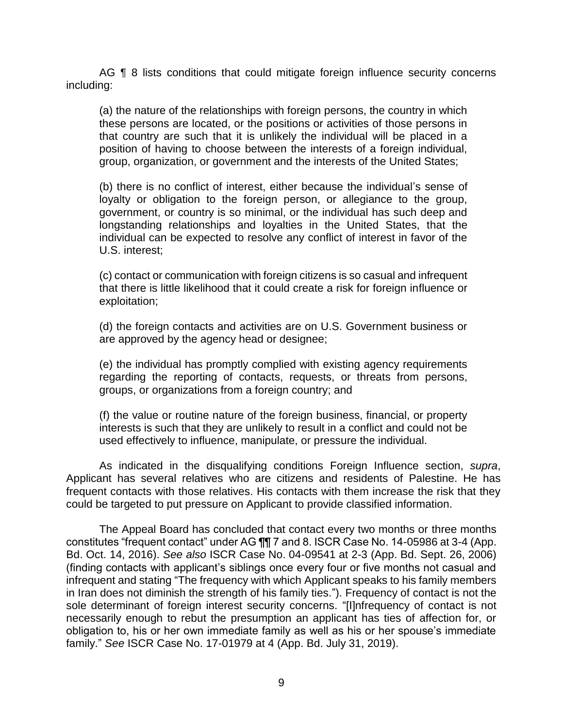AG ¶ 8 lists conditions that could mitigate foreign influence security concerns including:

> (a) the nature of the relationships with foreign persons, the country in which these persons are located, or the positions or activities of those persons in that country are such that it is unlikely the individual will be placed in a position of having to choose between the interests of a foreign individual, group, organization, or government and the interests of the United States;
>
> (b) there is no conflict of interest, either because the individual's sense of loyalty or obligation to the foreign person, or allegiance to the group, government, or country is so minimal, or the individual has such deep and longstanding relationships and loyalties in the United States, that the individual can be expected to resolve any conflict of interest in favor of the U.S. interest;
>
> (c) contact or communication with foreign citizens is so casual and infrequent that there is little likelihood that it could create a risk for foreign influence or exploitation;
>
> (d) the foreign contacts and activities are on U.S. Government business or are approved by the agency head or designee;
>
> (e) the individual has promptly complied with existing agency requirements regarding the reporting of contacts, requests, or threats from persons, groups, or organizations from a foreign country; and
>
> (f) the value or routine nature of the foreign business, financial, or property interests is such that they are unlikely to result in a conflict and could not be used effectively to influence, manipulate, or pressure the individual.

As indicated in the disqualifying conditions Foreign Influence section, *supra*, Applicant has several relatives who are citizens and residents of Palestine. He has frequent contacts with those relatives. His contacts with them increase the risk that they could be targeted to put pressure on Applicant to provide classified information.

The Appeal Board has concluded that contact every two months or three months constitutes "frequent contact" under AG ¶¶ 7 and 8. ISCR Case No. 14-05986 at 3-4 (App. Bd. Oct. 14, 2016). *See also* ISCR Case No. 04-09541 at 2-3 (App. Bd. Sept. 26, 2006) (finding contacts with applicant's siblings once every four or five months not casual and infrequent and stating "The frequency with which Applicant speaks to his family members in Iran does not diminish the strength of his family ties."). Frequency of contact is not the sole determinant of foreign interest security concerns. "[I]nfrequency of contact is not necessarily enough to rebut the presumption an applicant has ties of affection for, or obligation to, his or her own immediate family as well as his or her spouse's immediate family." *See* ISCR Case No. 17-01979 at 4 (App. Bd. July 31, 2019).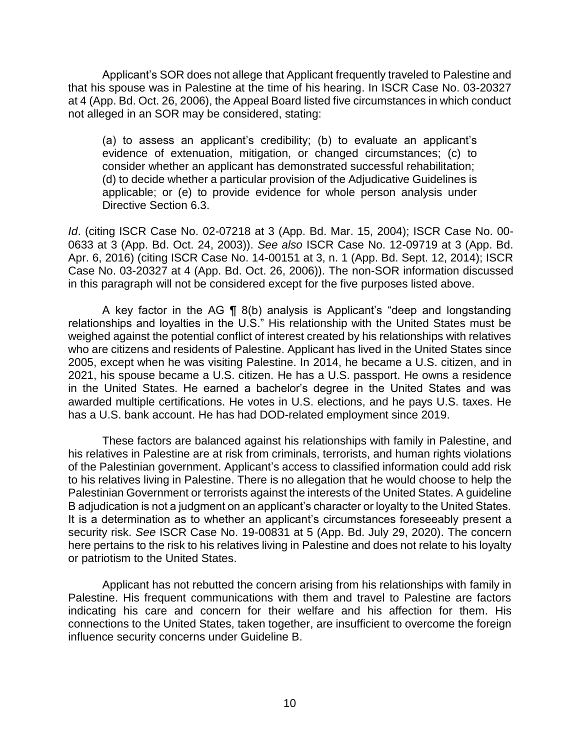Applicant's SOR does not allege that Applicant frequently traveled to Palestine and that his spouse was in Palestine at the time of his hearing. In ISCR Case No. 03-20327 at 4 (App. Bd. Oct. 26, 2006), the Appeal Board listed five circumstances in which conduct not alleged in an SOR may be considered, stating:

> (a) to assess an applicant's credibility; (b) to evaluate an applicant's evidence of extenuation, mitigation, or changed circumstances; (c) to consider whether an applicant has demonstrated successful rehabilitation; (d) to decide whether a particular provision of the Adjudicative Guidelines is applicable; or (e) to provide evidence for whole person analysis under Directive Section 6.3.

*Id*. (citing ISCR Case No. 02-07218 at 3 (App. Bd. Mar. 15, 2004); ISCR Case No. 00-0633 at 3 (App. Bd. Oct. 24, 2003)). *See also* ISCR Case No. 12-09719 at 3 (App. Bd. Apr. 6, 2016) (citing ISCR Case No. 14-00151 at 3, n. 1 (App. Bd. Sept. 12, 2014); ISCR Case No. 03-20327 at 4 (App. Bd. Oct. 26, 2006)). The non-SOR information discussed in this paragraph will not be considered except for the five purposes listed above.

A key factor in the AG ¶ 8(b) analysis is Applicant's "deep and longstanding relationships and loyalties in the U.S." His relationship with the United States must be weighed against the potential conflict of interest created by his relationships with relatives who are citizens and residents of Palestine. Applicant has lived in the United States since 2005, except when he was visiting Palestine. In 2014, he became a U.S. citizen, and in 2021, his spouse became a U.S. citizen. He has a U.S. passport. He owns a residence in the United States. He earned a bachelor's degree in the United States and was awarded multiple certifications. He votes in U.S. elections, and he pays U.S. taxes. He has a U.S. bank account. He has had DOD-related employment since 2019.

These factors are balanced against his relationships with family in Palestine, and his relatives in Palestine are at risk from criminals, terrorists, and human rights violations of the Palestinian government. Applicant's access to classified information could add risk to his relatives living in Palestine. There is no allegation that he would choose to help the Palestinian Government or terrorists against the interests of the United States. A guideline B adjudication is not a judgment on an applicant's character or loyalty to the United States. It is a determination as to whether an applicant's circumstances foreseeably present a security risk. *See* ISCR Case No. 19-00831 at 5 (App. Bd. July 29, 2020). The concern here pertains to the risk to his relatives living in Palestine and does not relate to his loyalty or patriotism to the United States.

Applicant has not rebutted the concern arising from his relationships with family in Palestine. His frequent communications with them and travel to Palestine are factors indicating his care and concern for their welfare and his affection for them. His connections to the United States, taken together, are insufficient to overcome the foreign influence security concerns under Guideline B.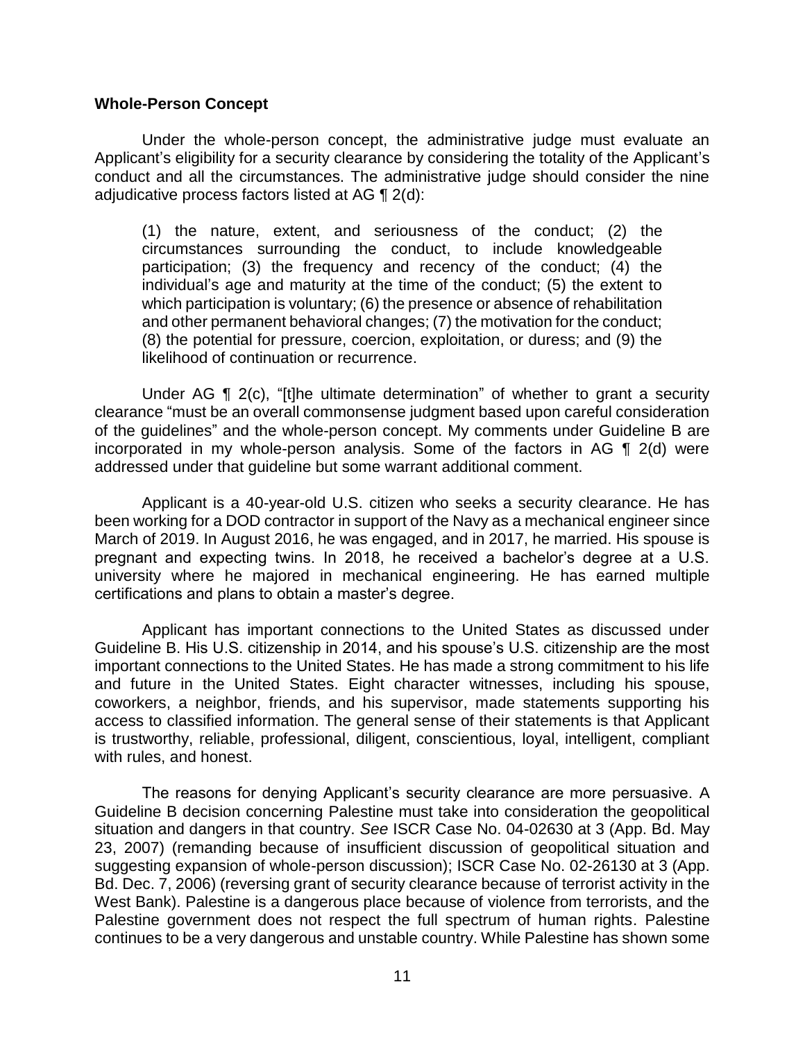**Whole-Person Concept**

Under the whole-person concept, the administrative judge must evaluate an Applicant's eligibility for a security clearance by considering the totality of the Applicant's conduct and all the circumstances. The administrative judge should consider the nine adjudicative process factors listed at AG ¶ 2(d):

> (1) the nature, extent, and seriousness of the conduct; (2) the circumstances surrounding the conduct, to include knowledgeable participation; (3) the frequency and recency of the conduct; (4) the individual's age and maturity at the time of the conduct; (5) the extent to which participation is voluntary; (6) the presence or absence of rehabilitation and other permanent behavioral changes; (7) the motivation for the conduct; (8) the potential for pressure, coercion, exploitation, or duress; and (9) the likelihood of continuation or recurrence.

Under AG ¶ 2(c), "[t]he ultimate determination" of whether to grant a security clearance "must be an overall commonsense judgment based upon careful consideration of the guidelines" and the whole-person concept. My comments under Guideline B are incorporated in my whole-person analysis. Some of the factors in AG ¶ 2(d) were addressed under that guideline but some warrant additional comment.

Applicant is a 40-year-old U.S. citizen who seeks a security clearance. He has been working for a DOD contractor in support of the Navy as a mechanical engineer since March of 2019. In August 2016, he was engaged, and in 2017, he married. His spouse is pregnant and expecting twins. In 2018, he received a bachelor's degree at a U.S. university where he majored in mechanical engineering. He has earned multiple certifications and plans to obtain a master's degree.

Applicant has important connections to the United States as discussed under Guideline B. His U.S. citizenship in 2014, and his spouse's U.S. citizenship are the most important connections to the United States. He has made a strong commitment to his life and future in the United States. Eight character witnesses, including his spouse, coworkers, a neighbor, friends, and his supervisor, made statements supporting his access to classified information. The general sense of their statements is that Applicant is trustworthy, reliable, professional, diligent, conscientious, loyal, intelligent, compliant with rules, and honest.

The reasons for denying Applicant's security clearance are more persuasive. A Guideline B decision concerning Palestine must take into consideration the geopolitical situation and dangers in that country. *See* ISCR Case No. 04-02630 at 3 (App. Bd. May 23, 2007) (remanding because of insufficient discussion of geopolitical situation and suggesting expansion of whole-person discussion); ISCR Case No. 02-26130 at 3 (App. Bd. Dec. 7, 2006) (reversing grant of security clearance because of terrorist activity in the West Bank). Palestine is a dangerous place because of violence from terrorists, and the Palestine government does not respect the full spectrum of human rights. Palestine continues to be a very dangerous and unstable country. While Palestine has shown some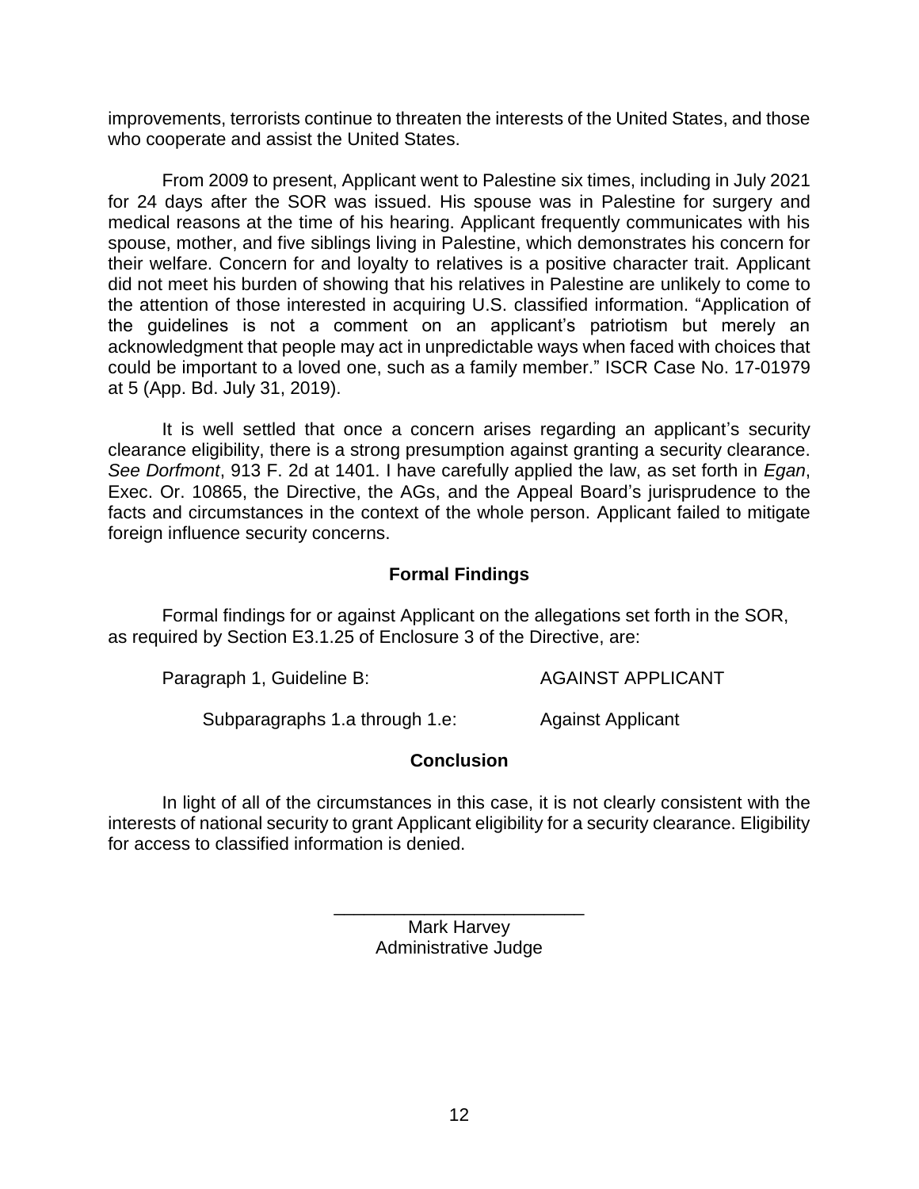improvements, terrorists continue to threaten the interests of the United States, and those who cooperate and assist the United States.

From 2009 to present, Applicant went to Palestine six times, including in July 2021 for 24 days after the SOR was issued. His spouse was in Palestine for surgery and medical reasons at the time of his hearing. Applicant frequently communicates with his spouse, mother, and five siblings living in Palestine, which demonstrates his concern for their welfare. Concern for and loyalty to relatives is a positive character trait. Applicant did not meet his burden of showing that his relatives in Palestine are unlikely to come to the attention of those interested in acquiring U.S. classified information. "Application of the guidelines is not a comment on an applicant's patriotism but merely an acknowledgment that people may act in unpredictable ways when faced with choices that could be important to a loved one, such as a family member." ISCR Case No. 17-01979 at 5 (App. Bd. July 31, 2019).

It is well settled that once a concern arises regarding an applicant's security clearance eligibility, there is a strong presumption against granting a security clearance. *See Dorfmont*, 913 F. 2d at 1401. I have carefully applied the law, as set forth in *Egan*, Exec. Or. 10865, the Directive, the AGs, and the Appeal Board's jurisprudence to the facts and circumstances in the context of the whole person. Applicant failed to mitigate foreign influence security concerns.

## Formal Findings

Formal findings for or against Applicant on the allegations set forth in the SOR, as required by Section E3.1.25 of Enclosure 3 of the Directive, are:

| | |
|---|---|
| Paragraph 1, Guideline B: | AGAINST APPLICANT |
| Subparagraphs 1.a through 1.e: | Against Applicant |

## Conclusion

In light of all of the circumstances in this case, it is not clearly consistent with the interests of national security to grant Applicant eligibility for a security clearance. Eligibility for access to classified information is denied.

\_\_\_\_\_\_\_\_\_\_\_\_\_\_\_\_\_\_\_\_\_\_\_\_\_\_

Mark Harvey
Administrative Judge